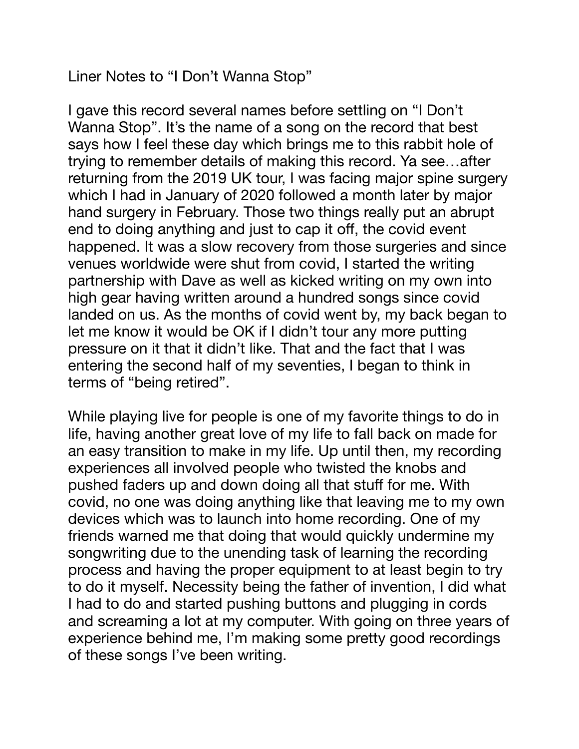# Liner Notes to “I Don’t Wanna Stop”

I gave this record several names before settling on “I Don’t Wanna Stop”. It’s the name of a song on the record that best says how I feel these day which brings me to this rabbit hole of trying to remember details of making this record. Ya see…after returning from the 2019 UK tour, I was facing major spine surgery which I had in January of 2020 followed a month later by major hand surgery in February. Those two things really put an abrupt end to doing anything and just to cap it off, the covid event happened. It was a slow recovery from those surgeries and since venues worldwide were shut from covid, I started the writing partnership with Dave as well as kicked writing on my own into high gear having written around a hundred songs since covid landed on us. As the months of covid went by, my back began to let me know it would be OK if I didn’t tour any more putting pressure on it that it didn’t like. That and the fact that I was entering the second half of my seventies, I began to think in terms of “being retired”.

While playing live for people is one of my favorite things to do in life, having another great love of my life to fall back on made for an easy transition to make in my life. Up until then, my recording experiences all involved people who twisted the knobs and pushed faders up and down doing all that stuff for me. With covid, no one was doing anything like that leaving me to my own devices which was to launch into home recording. One of my friends warned me that doing that would quickly undermine my songwriting due to the unending task of learning the recording process and having the proper equipment to at least begin to try to do it myself. Necessity being the father of invention, I did what I had to do and started pushing buttons and plugging in cords and screaming a lot at my computer. With going on three years of experience behind me, I’m making some pretty good recordings of these songs I’ve been writing.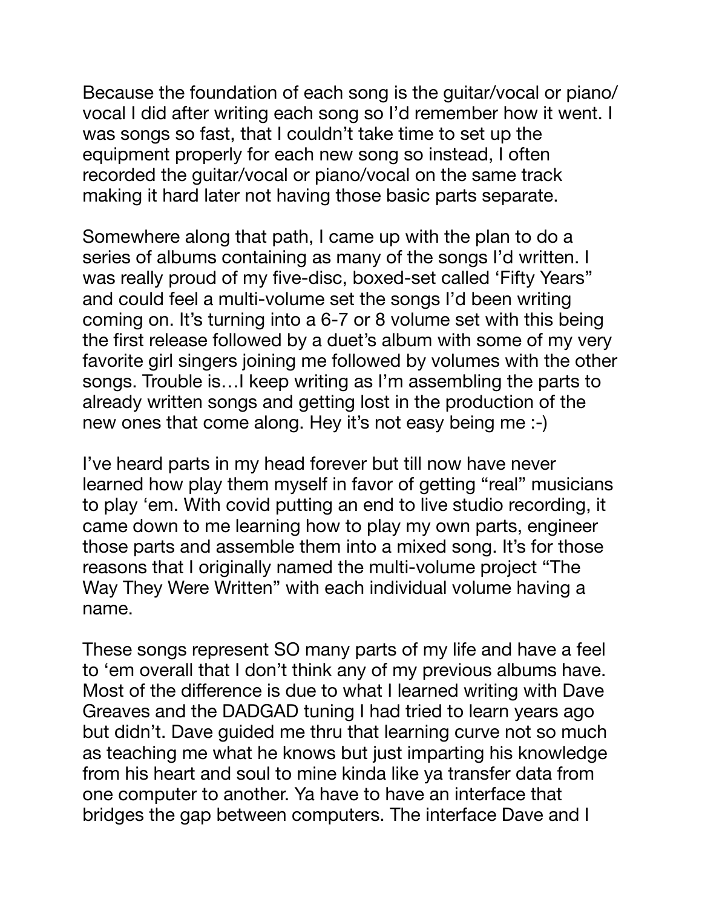Because the foundation of each song is the guitar/vocal or piano/vocal I did after writing each song so I'd remember how it went. I was songs so fast, that I couldn't take time to set up the equipment properly for each new song so instead, I often recorded the guitar/vocal or piano/vocal on the same track making it hard later not having those basic parts separate.

Somewhere along that path, I came up with the plan to do a series of albums containing as many of the songs I'd written. I was really proud of my five-disc, boxed-set called 'Fifty Years" and could feel a multi-volume set the songs I'd been writing coming on. It's turning into a 6-7 or 8 volume set with this being the first release followed by a duet's album with some of my very favorite girl singers joining me followed by volumes with the other songs. Trouble is…I keep writing as I'm assembling the parts to already written songs and getting lost in the production of the new ones that come along. Hey it's not easy being me :-)

I've heard parts in my head forever but till now have never learned how play them myself in favor of getting "real" musicians to play 'em. With covid putting an end to live studio recording, it came down to me learning how to play my own parts, engineer those parts and assemble them into a mixed song. It's for those reasons that I originally named the multi-volume project "The Way They Were Written" with each individual volume having a name.

These songs represent SO many parts of my life and have a feel to 'em overall that I don't think any of my previous albums have. Most of the difference is due to what I learned writing with Dave Greaves and the DADGAD tuning I had tried to learn years ago but didn't. Dave guided me thru that learning curve not so much as teaching me what he knows but just imparting his knowledge from his heart and soul to mine kinda like ya transfer data from one computer to another. Ya have to have an interface that bridges the gap between computers. The interface Dave and I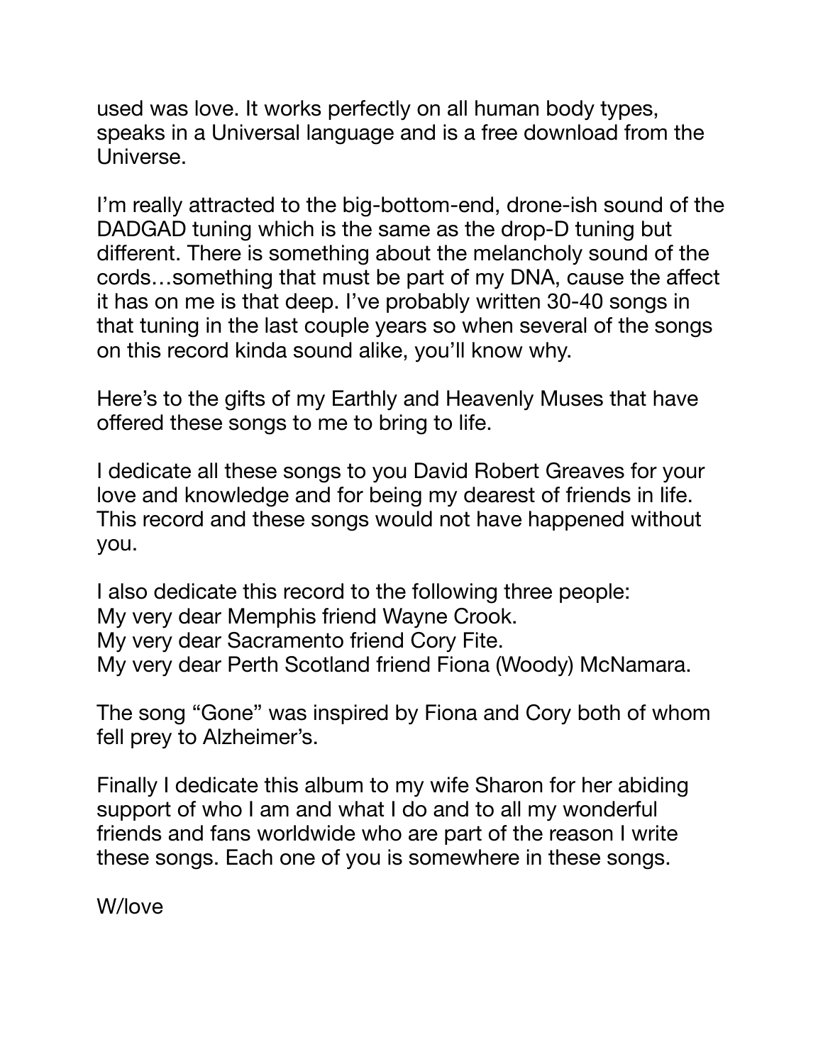used was love. It works perfectly on all human body types, speaks in a Universal language and is a free download from the Universe.

I'm really attracted to the big-bottom-end, drone-ish sound of the DADGAD tuning which is the same as the drop-D tuning but different. There is something about the melancholy sound of the cords…something that must be part of my DNA, cause the affect it has on me is that deep. I've probably written 30-40 songs in that tuning in the last couple years so when several of the songs on this record kinda sound alike, you'll know why.

Here's to the gifts of my Earthly and Heavenly Muses that have offered these songs to me to bring to life.

I dedicate all these songs to you David Robert Greaves for your love and knowledge and for being my dearest of friends in life. This record and these songs would not have happened without you.

I also dedicate this record to the following three people:
My very dear Memphis friend Wayne Crook.
My very dear Sacramento friend Cory Fite.
My very dear Perth Scotland friend Fiona (Woody) McNamara.

The song "Gone" was inspired by Fiona and Cory both of whom fell prey to Alzheimer's.

Finally I dedicate this album to my wife Sharon for her abiding support of who I am and what I do and to all my wonderful friends and fans worldwide who are part of the reason I write these songs. Each one of you is somewhere in these songs.

W/love